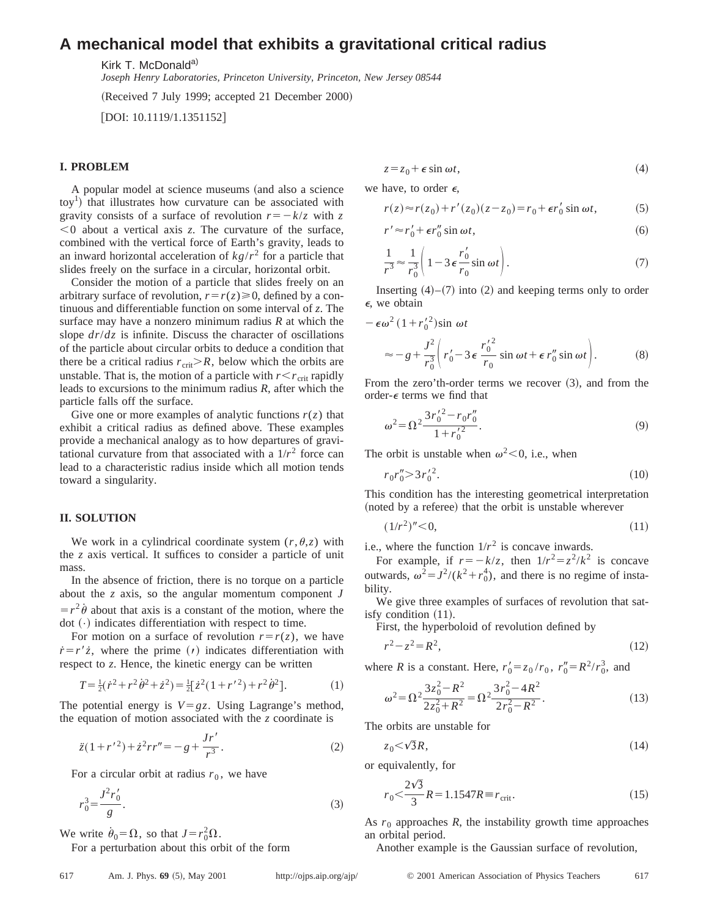# A mechanical model that exhibits a gravitational critical radius

Kirk T. McDonald[a)]

*Joseph Henry Laboratories, Princeton University, Princeton, New Jersey 08544*

(Received 7 July 1999; accepted 21 December 2000)

[DOI: 10.1119/1.1351152]

## I. PROBLEM

A popular model at science museums (and also a science toy[1]) that illustrates how curvature can be associated with gravity consists of a surface of revolution $r = -k/z$ with $z < 0$ about a vertical axis $z$. The curvature of the surface, combined with the vertical force of Earth's gravity, leads to an inward horizontal acceleration of $kg/r^2$ for a particle that slides freely on the surface in a circular, horizontal orbit.

Consider the motion of a particle that slides freely on an arbitrary surface of revolution, $r = r(z) \geq 0$, defined by a continuous and differentiable function on some interval of $z$. The surface may have a nonzero minimum radius $R$ at which the slope $dr/dz$ is infinite. Discuss the character of oscillations of the particle about circular orbits to deduce a condition that there be a critical radius $r_{\text{crit}} > R$, below which the orbits are unstable. That is, the motion of a particle with $r < r_{\text{crit}}$ rapidly leads to excursions to the minimum radius $R$, after which the particle falls off the surface.

Give one or more examples of analytic functions $r(z)$ that exhibit a critical radius as defined above. These examples provide a mechanical analogy as to how departures of gravitational curvature from that associated with a $1/r^2$ force can lead to a characteristic radius inside which all motion tends toward a singularity.

## II. SOLUTION

We work in a cylindrical coordinate system $(r, \theta, z)$ with the $z$ axis vertical. It suffices to consider a particle of unit mass.

In the absence of friction, there is no torque on a particle about the $z$ axis, so the angular momentum component $J = r^2\dot{\theta}$ about that axis is a constant of the motion, where the dot $(\cdot)$ indicates differentiation with respect to time.

For motion on a surface of revolution $r = r(z)$, we have $\dot{r} = r'\dot{z}$, where the prime $(')$ indicates differentiation with respect to $z$. Hence, the kinetic energy can be written

$$T = \tfrac{1}{2}(\dot{r}^2 + r^2\dot{\theta}^2 + \dot{z}^2) = \tfrac{1}{2}[\dot{z}^2(1 + r'^2) + r^2\dot{\theta}^2]. \tag{1}$$

The potential energy is $V = gz$. Using Lagrange's method, the equation of motion associated with the $z$ coordinate is

$$\ddot{z}(1 + r'^2) + \dot{z}^2 r r'' = -g + \frac{J r'}{r^3}. \tag{2}$$

For a circular orbit at radius $r_0$, we have

$$r_0^3 = \frac{J^2 r_0'}{g}. \tag{3}$$

We write $\dot{\theta}_0 = \Omega$, so that $J = r_0^2\Omega$.

For a perturbation about this orbit of the form

$$z = z_0 + \epsilon \sin \omega t, \tag{4}$$

we have, to order $\epsilon$,

$$r(z) \approx r(z_0) + r'(z_0)(z - z_0) = r_0 + \epsilon r_0' \sin \omega t, \tag{5}$$

$$r' \approx r_0' + \epsilon r_0'' \sin \omega t, \tag{6}$$

$$\frac{1}{r^3} \approx \frac{1}{r_0^3}\left(1 - 3\epsilon \frac{r_0'}{r_0} \sin \omega t\right). \tag{7}$$

Inserting (4)–(7) into (2) and keeping terms only to order $\epsilon$, we obtain

$$-\epsilon\omega^2(1 + r_0'^2)\sin \omega t \approx -g + \frac{J^2}{r_0^3}\left(r_0' - 3\epsilon \frac{r_0'^2}{r_0} \sin \omega t + \epsilon\, r_0'' \sin \omega t\right). \tag{8}$$

From the zero'th-order terms we recover (3), and from the order-$\epsilon$ terms we find that

$$\omega^2 = \Omega^2 \frac{3r_0'^2 - r_0 r_0''}{1 + r_0'^2}. \tag{9}$$

The orbit is unstable when $\omega^2 < 0$, i.e., when

$$r_0 r_0'' > 3r_0'^2. \tag{10}$$

This condition has the interesting geometrical interpretation (noted by a referee) that the orbit is unstable wherever

$$(1/r^2)'' < 0, \tag{11}$$

i.e., where the function $1/r^2$ is concave inwards.

For example, if $r = -k/z$, then $1/r^2 = z^2/k^2$ is concave outwards, $\omega^2 = J^2/(k^2 + r_0^4)$, and there is no regime of instability.

We give three examples of surfaces of revolution that satisfy condition (11).

First, the hyperboloid of revolution defined by

$$r^2 - z^2 = R^2, \tag{12}$$

where $R$ is a constant. Here, $r_0' = z_0/r_0$, $r_0'' = R^2/r_0^3$, and

$$\omega^2 = \Omega^2 \frac{3z_0^2 - R^2}{2z_0^2 + R^2} = \Omega^2 \frac{3r_0^2 - 4R^2}{2r_0^2 - R^2}. \tag{13}$$

The orbits are unstable for

$$z_0 < \sqrt{3}R, \tag{14}$$

or equivalently, for

$$r_0 < \frac{2\sqrt{3}}{3}R = 1.1547R \equiv r_{\text{crit}}. \tag{15}$$

As $r_0$ approaches $R$, the instability growth time approaches an orbital period.

Another example is the Gaussian surface of revolution,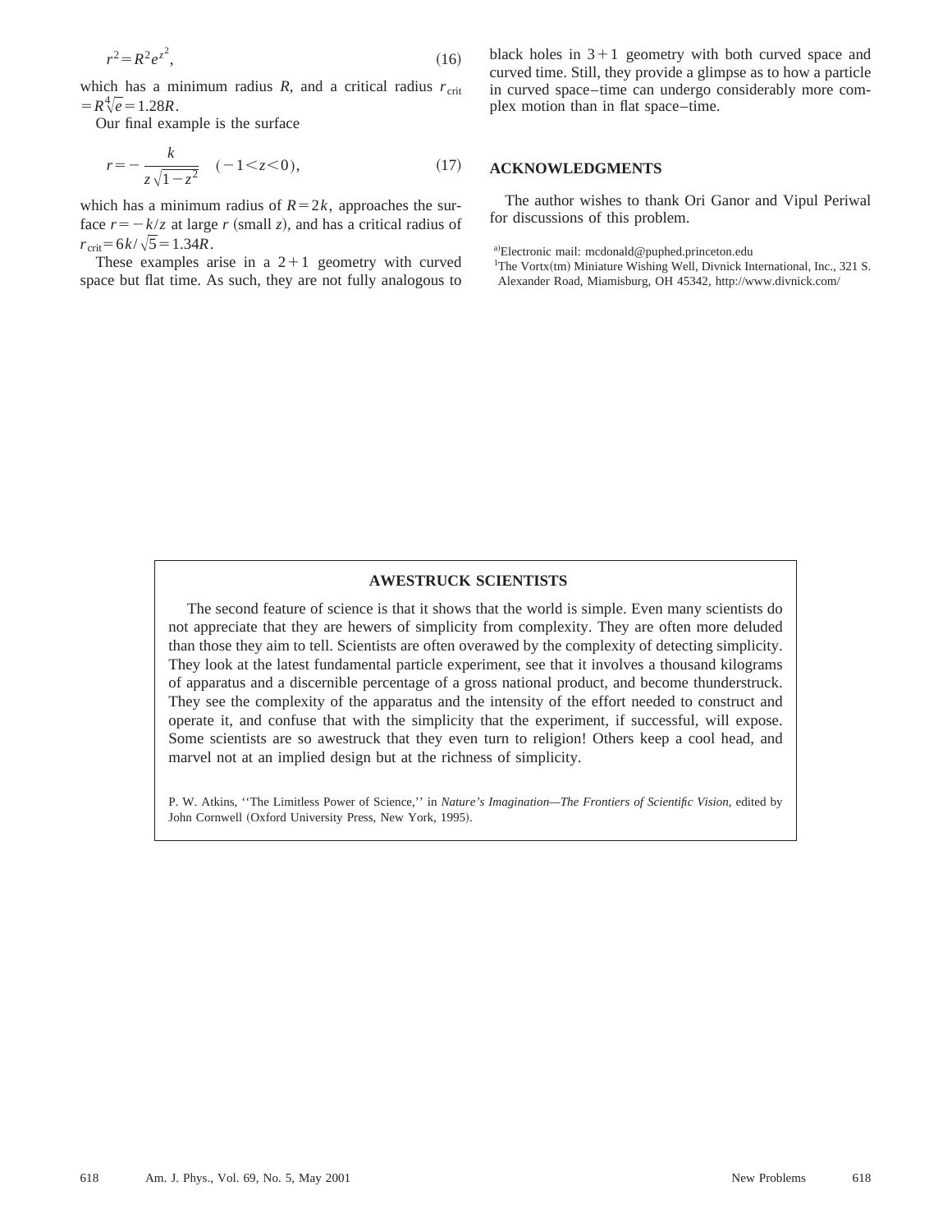$$r^2 = R^2 e^{z^2}, \tag{16}$$

which has a minimum radius $R$, and a critical radius $r_{\text{crit}} = R\sqrt[4]{e} = 1.28R$.

Our final example is the surface

$$r = -\frac{k}{z\sqrt{1-z^2}} \quad (-1 < z < 0), \tag{17}$$

which has a minimum radius of $R = 2k$, approaches the surface $r = -k/z$ at large $r$ (small $z$), and has a critical radius of $r_{\text{crit}} = 6k/\sqrt{5} = 1.34R$.

These examples arise in a $2+1$ geometry with curved space but flat time. As such, they are not fully analogous to black holes in $3+1$ geometry with both curved space and curved time. Still, they provide a glimpse as to how a particle in curved space–time can undergo considerably more complex motion than in flat space–time.

## ACKNOWLEDGMENTS

The author wishes to thank Ori Ganor and Vipul Periwal for discussions of this problem.

[a]Electronic mail: mcdonald@puphed.princeton.edu

[1]The Vortx(tm) Miniature Wishing Well, Divnick International, Inc., 321 S. Alexander Road, Miamisburg, OH 45342, http://www.divnick.com/

---

**AWESTRUCK SCIENTISTS**

The second feature of science is that it shows that the world is simple. Even many scientists do not appreciate that they are hewers of simplicity from complexity. They are often more deluded than those they aim to tell. Scientists are often overawed by the complexity of detecting simplicity. They look at the latest fundamental particle experiment, see that it involves a thousand kilograms of apparatus and a discernible percentage of a gross national product, and become thunderstruck. They see the complexity of the apparatus and the intensity of the effort needed to construct and operate it, and confuse that with the simplicity that the experiment, if successful, will expose. Some scientists are so awestruck that they even turn to religion! Others keep a cool head, and marvel not at an implied design but at the richness of simplicity.

P. W. Atkins, ''The Limitless Power of Science,'' in *Nature's Imagination—The Frontiers of Scientific Vision*, edited by John Cornwell (Oxford University Press, New York, 1995).